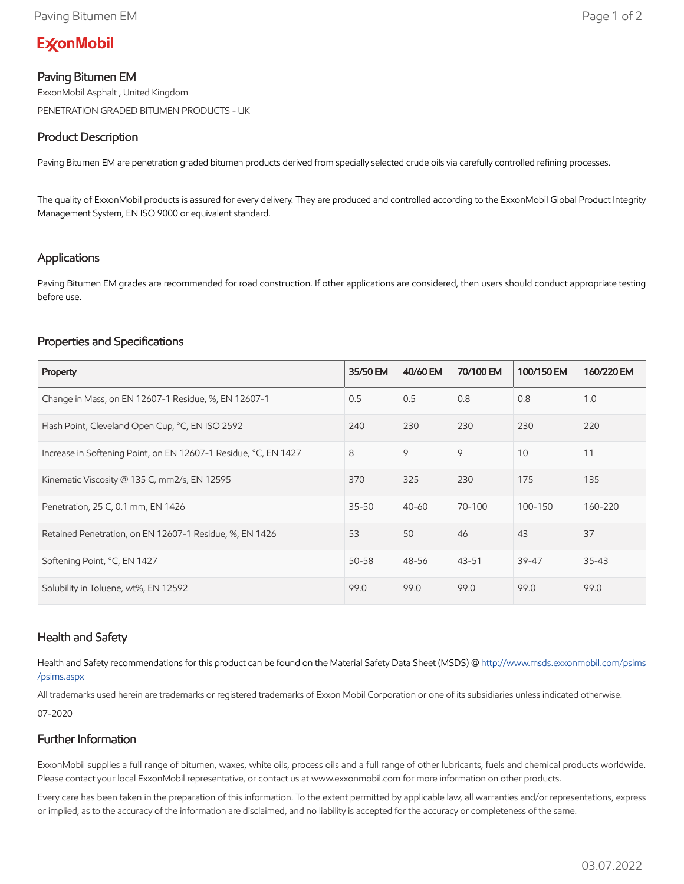ExxonMobil

# Paving Bitumen EM

ExxonMobil Asphalt , United Kingdom

PENETRATION GRADED BITUMEN PRODUCTS - UK

## Product Description

Paving Bitumen EM are penetration graded bitumen products derived from specially selected crude oils via carefully controlled refining processes.

The quality of ExxonMobil products is assured for every delivery. They are produced and controlled according to the ExxonMobil Global Product Integrity Management System, EN ISO 9000 or equivalent standard.

## Applications

Paving Bitumen EM grades are recommended for road construction. If other applications are considered, then users should conduct appropriate testing before use.

## Properties and Specifications

| Property | 35/50 EM | 40/60 EM | 70/100 EM | 100/150 EM | 160/220 EM |
|---|---|---|---|---|---|
| Change in Mass, on EN 12607-1 Residue, %, EN 12607-1 | 0.5 | 0.5 | 0.8 | 0.8 | 1.0 |
| Flash Point, Cleveland Open Cup, °C, EN ISO 2592 | 240 | 230 | 230 | 230 | 220 |
| Increase in Softening Point, on EN 12607-1 Residue, °C, EN 1427 | 8 | 9 | 9 | 10 | 11 |
| Kinematic Viscosity @ 135 C, mm2/s, EN 12595 | 370 | 325 | 230 | 175 | 135 |
| Penetration, 25 C, 0.1 mm, EN 1426 | 35-50 | 40-60 | 70-100 | 100-150 | 160-220 |
| Retained Penetration, on EN 12607-1 Residue, %, EN 1426 | 53 | 50 | 46 | 43 | 37 |
| Softening Point, °C, EN 1427 | 50-58 | 48-56 | 43-51 | 39-47 | 35-43 |
| Solubility in Toluene, wt%, EN 12592 | 99.0 | 99.0 | 99.0 | 99.0 | 99.0 |

## Health and Safety

Health and Safety recommendations for this product can be found on the Material Safety Data Sheet (MSDS) @ http://www.msds.exxonmobil.com/psims/psims.aspx

All trademarks used herein are trademarks or registered trademarks of Exxon Mobil Corporation or one of its subsidiaries unless indicated otherwise.

07-2020

## Further Information

ExxonMobil supplies a full range of bitumen, waxes, white oils, process oils and a full range of other lubricants, fuels and chemical products worldwide. Please contact your local ExxonMobil representative, or contact us at www.exxonmobil.com for more information on other products.

Every care has been taken in the preparation of this information. To the extent permitted by applicable law, all warranties and/or representations, express or implied, as to the accuracy of the information are disclaimed, and no liability is accepted for the accuracy or completeness of the same.

03.07.2022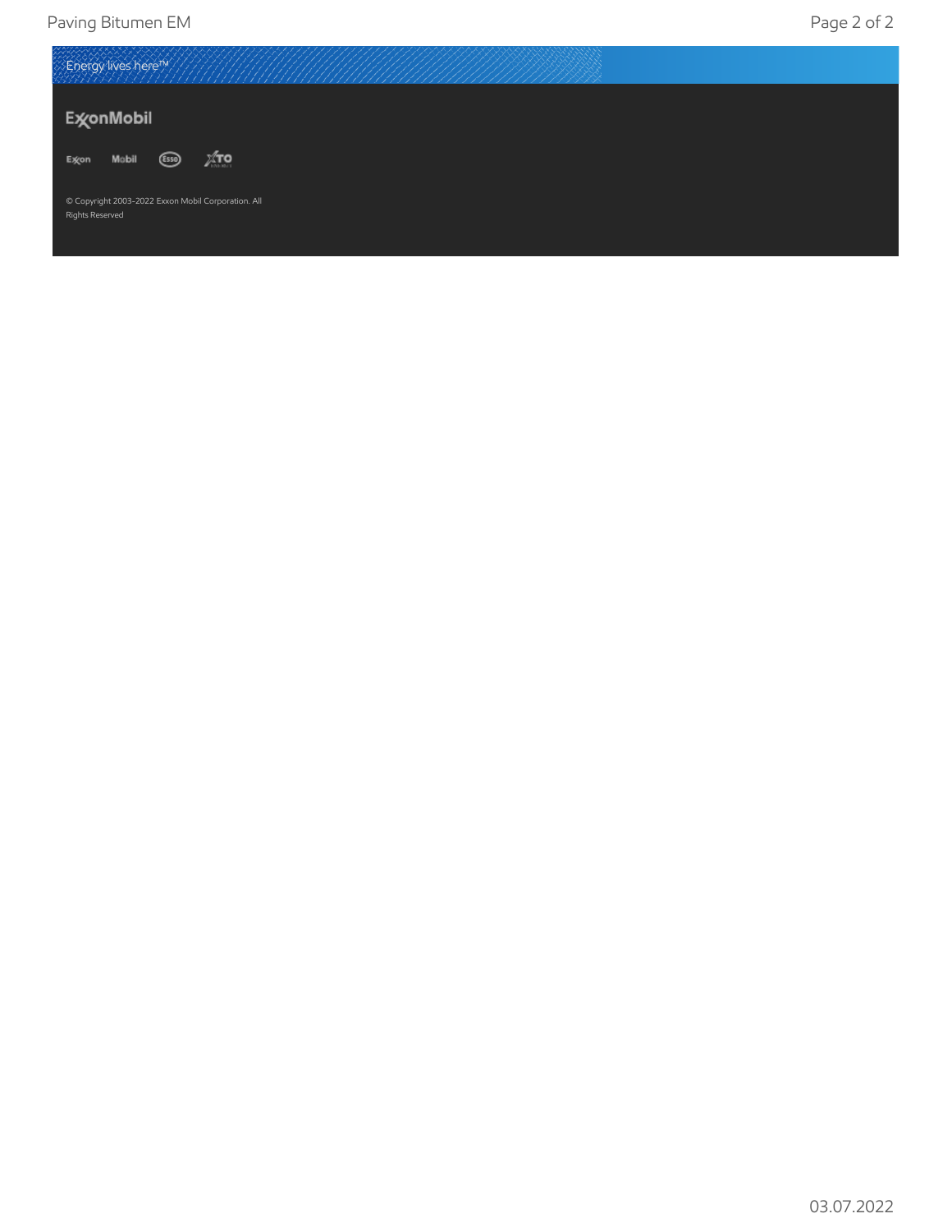Energy lives here™

ExxonMobil

Exxon Mobil Esso XTO

© Copyright 2003-2022 Exxon Mobil Corporation. All Rights Reserved